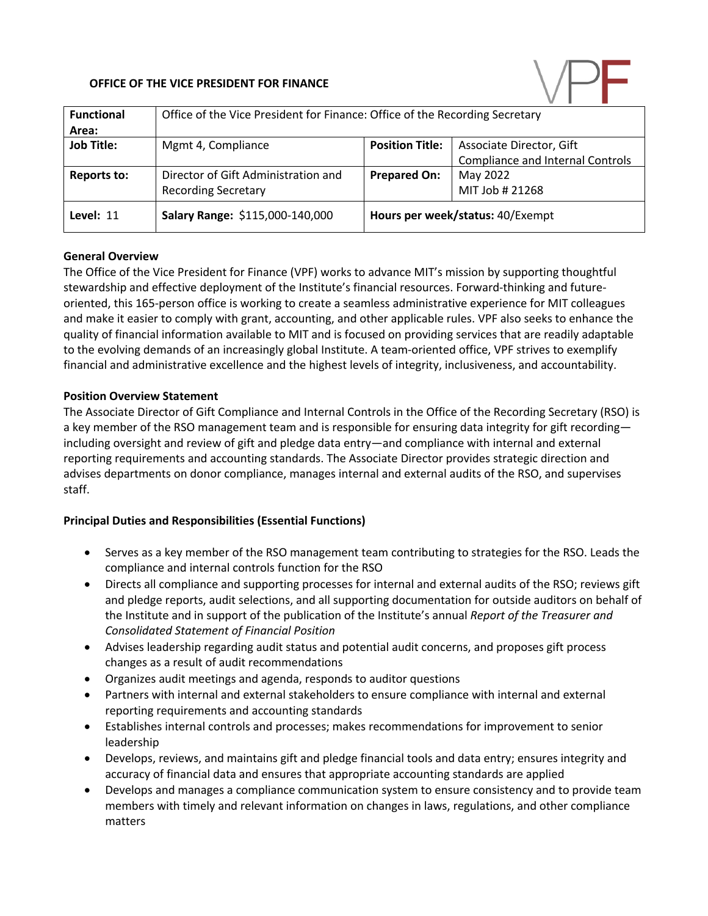**OFFICE OF THE VICE PRESIDENT FOR FINANCE**

| **Functional Area:** | Office of the Vice President for Finance: Office of the Recording Secretary | | |
|---|---|---|---|
| **Job Title:** | Mgmt 4, Compliance | **Position Title:** | Associate Director, Gift Compliance and Internal Controls |
| **Reports to:** | Director of Gift Administration and Recording Secretary | **Prepared On:** | May 2022<br>MIT Job # 21268 |
| **Level:** 11 | **Salary Range:** $115,000-140,000 | **Hours per week/status:** 40/Exempt | |

**General Overview**

The Office of the Vice President for Finance (VPF) works to advance MIT's mission by supporting thoughtful stewardship and effective deployment of the Institute's financial resources. Forward-thinking and future-oriented, this 165-person office is working to create a seamless administrative experience for MIT colleagues and make it easier to comply with grant, accounting, and other applicable rules. VPF also seeks to enhance the quality of financial information available to MIT and is focused on providing services that are readily adaptable to the evolving demands of an increasingly global Institute. A team-oriented office, VPF strives to exemplify financial and administrative excellence and the highest levels of integrity, inclusiveness, and accountability.

**Position Overview Statement**

The Associate Director of Gift Compliance and Internal Controls in the Office of the Recording Secretary (RSO) is a key member of the RSO management team and is responsible for ensuring data integrity for gift recording—including oversight and review of gift and pledge data entry—and compliance with internal and external reporting requirements and accounting standards. The Associate Director provides strategic direction and advises departments on donor compliance, manages internal and external audits of the RSO, and supervises staff.

**Principal Duties and Responsibilities (Essential Functions)**

- Serves as a key member of the RSO management team contributing to strategies for the RSO. Leads the compliance and internal controls function for the RSO
- Directs all compliance and supporting processes for internal and external audits of the RSO; reviews gift and pledge reports, audit selections, and all supporting documentation for outside auditors on behalf of the Institute and in support of the publication of the Institute's annual *Report of the Treasurer and Consolidated Statement of Financial Position*
- Advises leadership regarding audit status and potential audit concerns, and proposes gift process changes as a result of audit recommendations
- Organizes audit meetings and agenda, responds to auditor questions
- Partners with internal and external stakeholders to ensure compliance with internal and external reporting requirements and accounting standards
- Establishes internal controls and processes; makes recommendations for improvement to senior leadership
- Develops, reviews, and maintains gift and pledge financial tools and data entry; ensures integrity and accuracy of financial data and ensures that appropriate accounting standards are applied
- Develops and manages a compliance communication system to ensure consistency and to provide team members with timely and relevant information on changes in laws, regulations, and other compliance matters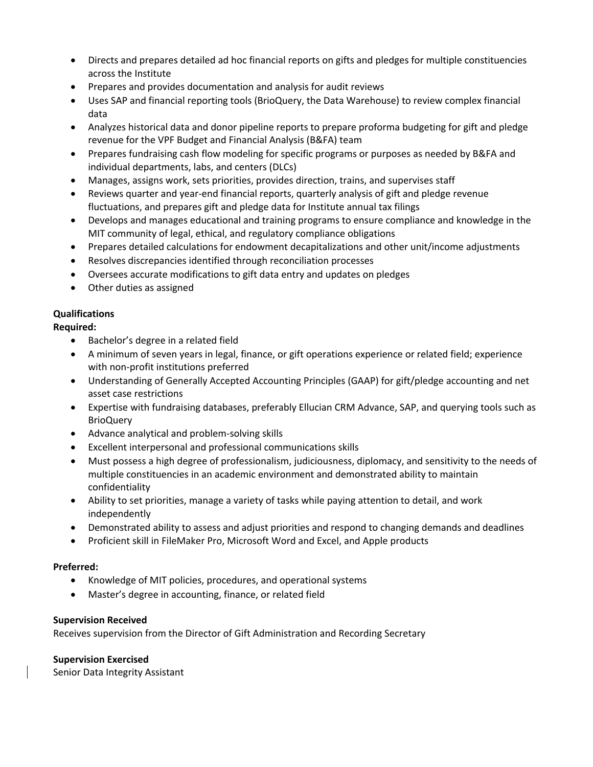- Directs and prepares detailed ad hoc financial reports on gifts and pledges for multiple constituencies across the Institute
- Prepares and provides documentation and analysis for audit reviews
- Uses SAP and financial reporting tools (BrioQuery, the Data Warehouse) to review complex financial data
- Analyzes historical data and donor pipeline reports to prepare proforma budgeting for gift and pledge revenue for the VPF Budget and Financial Analysis (B&FA) team
- Prepares fundraising cash flow modeling for specific programs or purposes as needed by B&FA and individual departments, labs, and centers (DLCs)
- Manages, assigns work, sets priorities, provides direction, trains, and supervises staff
- Reviews quarter and year-end financial reports, quarterly analysis of gift and pledge revenue fluctuations, and prepares gift and pledge data for Institute annual tax filings
- Develops and manages educational and training programs to ensure compliance and knowledge in the MIT community of legal, ethical, and regulatory compliance obligations
- Prepares detailed calculations for endowment decapitalizations and other unit/income adjustments
- Resolves discrepancies identified through reconciliation processes
- Oversees accurate modifications to gift data entry and updates on pledges
- Other duties as assigned

**Qualifications**

**Required:**

- Bachelor's degree in a related field
- A minimum of seven years in legal, finance, or gift operations experience or related field; experience with non-profit institutions preferred
- Understanding of Generally Accepted Accounting Principles (GAAP) for gift/pledge accounting and net asset case restrictions
- Expertise with fundraising databases, preferably Ellucian CRM Advance, SAP, and querying tools such as BrioQuery
- Advance analytical and problem-solving skills
- Excellent interpersonal and professional communications skills
- Must possess a high degree of professionalism, judiciousness, diplomacy, and sensitivity to the needs of multiple constituencies in an academic environment and demonstrated ability to maintain confidentiality
- Ability to set priorities, manage a variety of tasks while paying attention to detail, and work independently
- Demonstrated ability to assess and adjust priorities and respond to changing demands and deadlines
- Proficient skill in FileMaker Pro, Microsoft Word and Excel, and Apple products

**Preferred:**

- Knowledge of MIT policies, procedures, and operational systems
- Master's degree in accounting, finance, or related field

**Supervision Received**

Receives supervision from the Director of Gift Administration and Recording Secretary

**Supervision Exercised**

Senior Data Integrity Assistant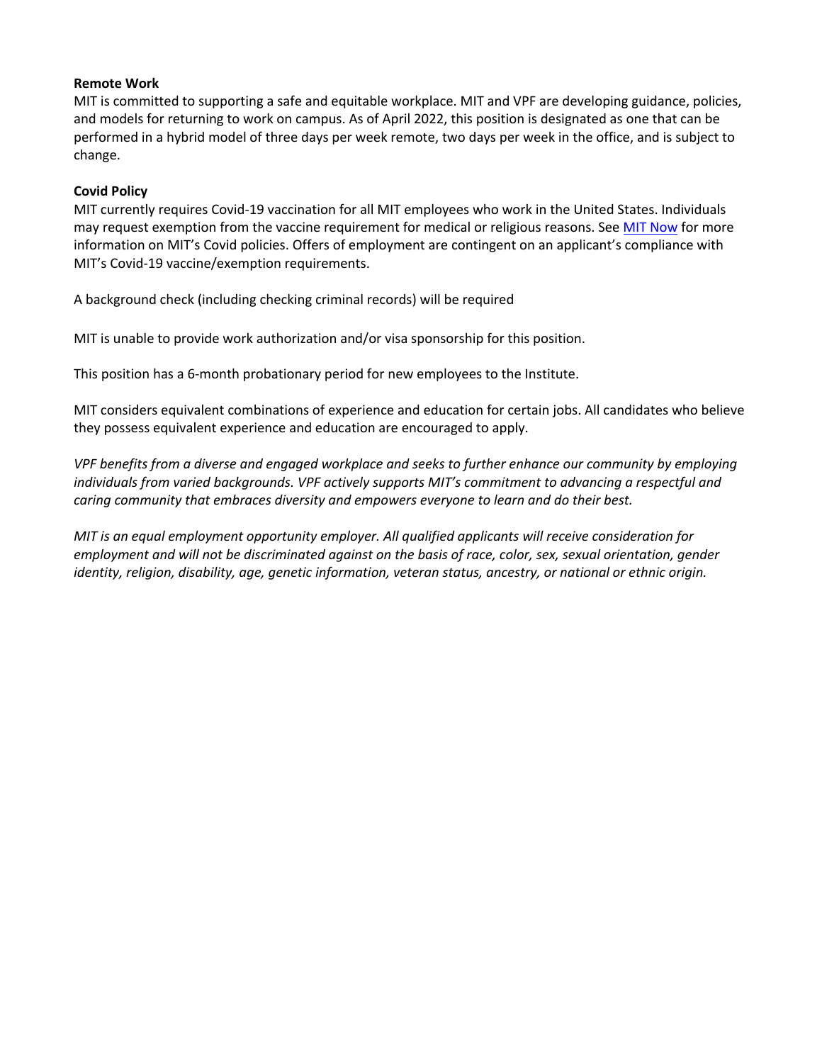**Remote Work**

MIT is committed to supporting a safe and equitable workplace. MIT and VPF are developing guidance, policies, and models for returning to work on campus. As of April 2022, this position is designated as one that can be performed in a hybrid model of three days per week remote, two days per week in the office, and is subject to change.

**Covid Policy**

MIT currently requires Covid-19 vaccination for all MIT employees who work in the United States. Individuals may request exemption from the vaccine requirement for medical or religious reasons. See MIT Now for more information on MIT's Covid policies. Offers of employment are contingent on an applicant's compliance with MIT's Covid-19 vaccine/exemption requirements.

A background check (including checking criminal records) will be required

MIT is unable to provide work authorization and/or visa sponsorship for this position.

This position has a 6-month probationary period for new employees to the Institute.

MIT considers equivalent combinations of experience and education for certain jobs. All candidates who believe they possess equivalent experience and education are encouraged to apply.

*VPF benefits from a diverse and engaged workplace and seeks to further enhance our community by employing individuals from varied backgrounds. VPF actively supports MIT's commitment to advancing a respectful and caring community that embraces diversity and empowers everyone to learn and do their best.*

*MIT is an equal employment opportunity employer. All qualified applicants will receive consideration for employment and will not be discriminated against on the basis of race, color, sex, sexual orientation, gender identity, religion, disability, age, genetic information, veteran status, ancestry, or national or ethnic origin.*